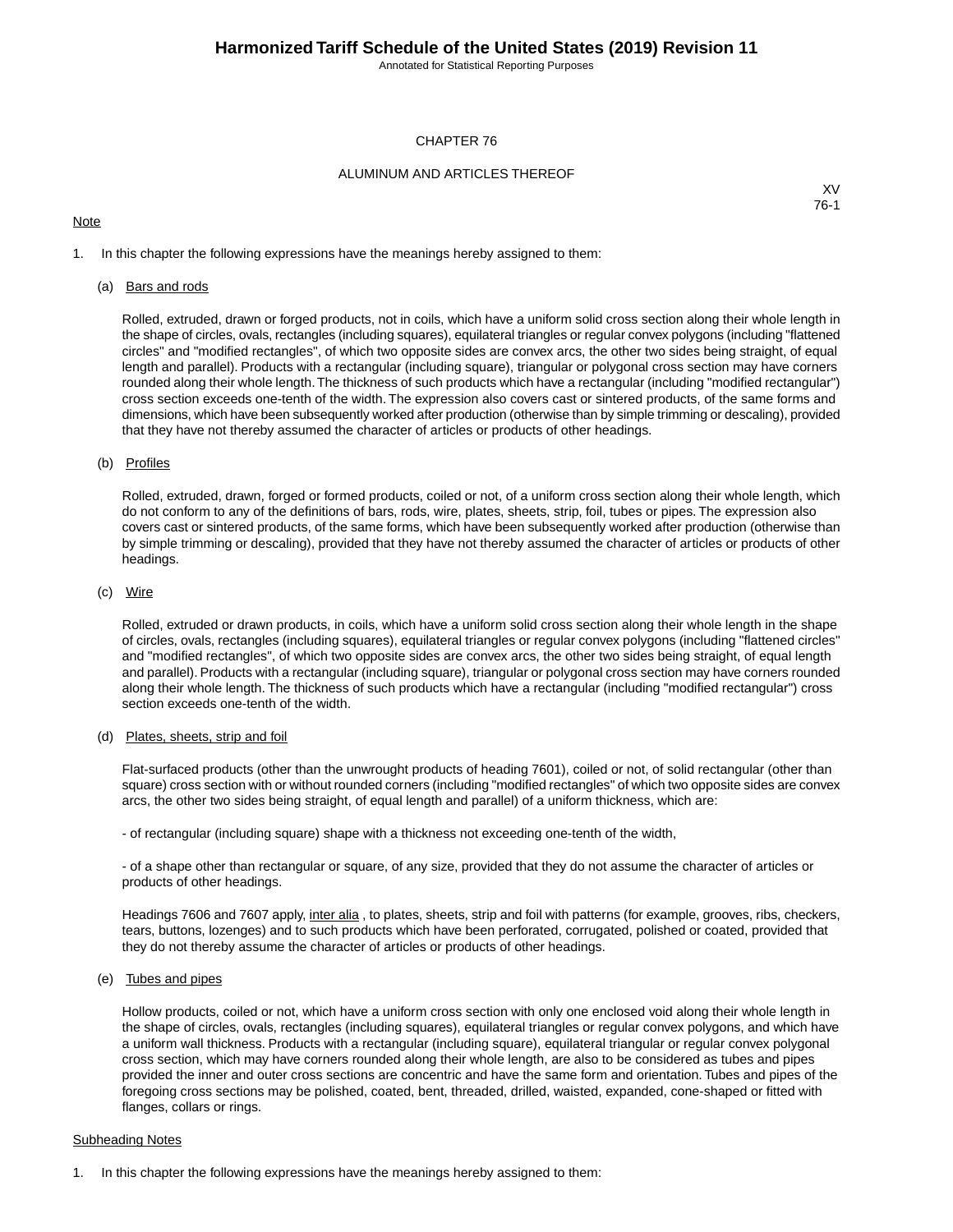# CHAPTER 76

## ALUMINUM AND ARTICLES THEREOF

XV
76-1

Note

1. In this chapter the following expressions have the meanings hereby assigned to them:

   (a) Bars and rods

   Rolled, extruded, drawn or forged products, not in coils, which have a uniform solid cross section along their whole length in the shape of circles, ovals, rectangles (including squares), equilateral triangles or regular convex polygons (including "flattened circles" and "modified rectangles", of which two opposite sides are convex arcs, the other two sides being straight, of equal length and parallel). Products with a rectangular (including square), triangular or polygonal cross section may have corners rounded along their whole length. The thickness of such products which have a rectangular (including "modified rectangular") cross section exceeds one-tenth of the width. The expression also covers cast or sintered products, of the same forms and dimensions, which have been subsequently worked after production (otherwise than by simple trimming or descaling), provided that they have not thereby assumed the character of articles or products of other headings.

   (b) Profiles

   Rolled, extruded, drawn, forged or formed products, coiled or not, of a uniform cross section along their whole length, which do not conform to any of the definitions of bars, rods, wire, plates, sheets, strip, foil, tubes or pipes. The expression also covers cast or sintered products, of the same forms, which have been subsequently worked after production (otherwise than by simple trimming or descaling), provided that they have not thereby assumed the character of articles or products of other headings.

   (c) Wire

   Rolled, extruded or drawn products, in coils, which have a uniform solid cross section along their whole length in the shape of circles, ovals, rectangles (including squares), equilateral triangles or regular convex polygons (including "flattened circles" and "modified rectangles", of which two opposite sides are convex arcs, the other two sides being straight, of equal length and parallel). Products with a rectangular (including square), triangular or polygonal cross section may have corners rounded along their whole length. The thickness of such products which have a rectangular (including "modified rectangular") cross section exceeds one-tenth of the width.

   (d) Plates, sheets, strip and foil

   Flat-surfaced products (other than the unwrought products of heading 7601), coiled or not, of solid rectangular (other than square) cross section with or without rounded corners (including "modified rectangles" of which two opposite sides are convex arcs, the other two sides being straight, of equal length and parallel) of a uniform thickness, which are:

   - of rectangular (including square) shape with a thickness not exceeding one-tenth of the width,

   - of a shape other than rectangular or square, of any size, provided that they do not assume the character of articles or products of other headings.

   Headings 7606 and 7607 apply, inter alia , to plates, sheets, strip and foil with patterns (for example, grooves, ribs, checkers, tears, buttons, lozenges) and to such products which have been perforated, corrugated, polished or coated, provided that they do not thereby assume the character of articles or products of other headings.

   (e) Tubes and pipes

   Hollow products, coiled or not, which have a uniform cross section with only one enclosed void along their whole length in the shape of circles, ovals, rectangles (including squares), equilateral triangles or regular convex polygons, and which have a uniform wall thickness. Products with a rectangular (including square), equilateral triangular or regular convex polygonal cross section, which may have corners rounded along their whole length, are also to be considered as tubes and pipes provided the inner and outer cross sections are concentric and have the same form and orientation. Tubes and pipes of the foregoing cross sections may be polished, coated, bent, threaded, drilled, waisted, expanded, cone-shaped or fitted with flanges, collars or rings.

Subheading Notes

1. In this chapter the following expressions have the meanings hereby assigned to them: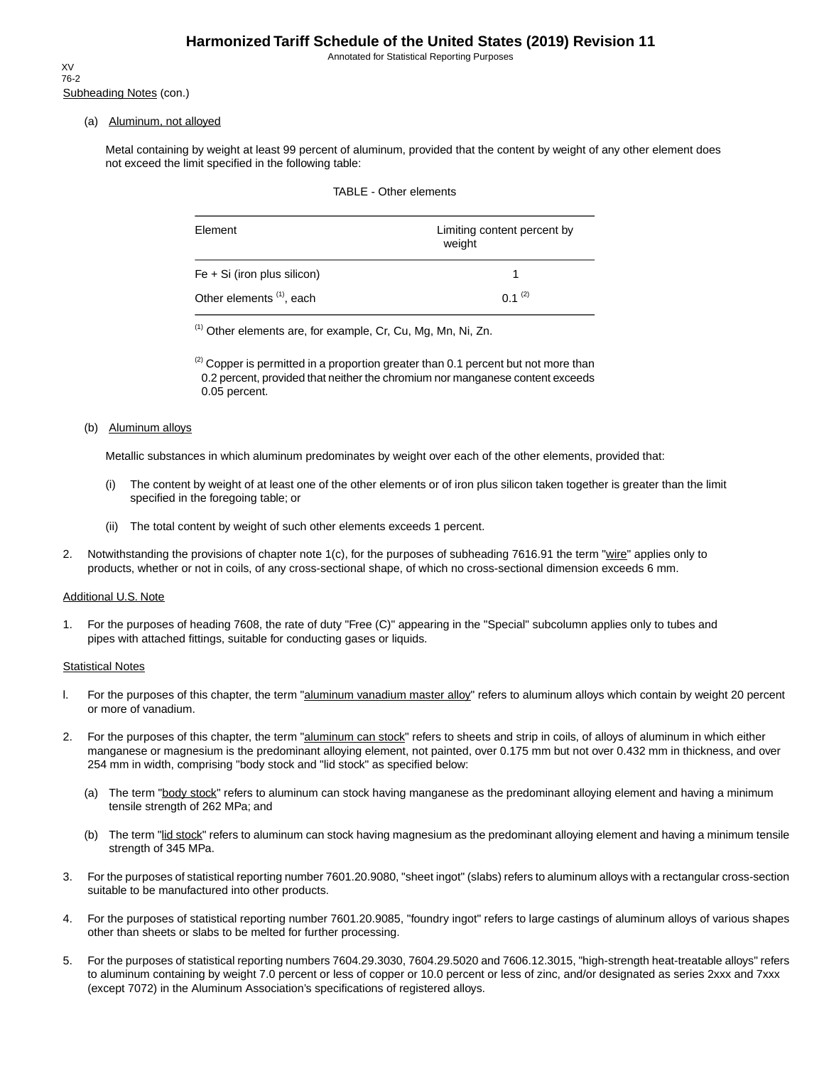Subheading Notes (con.)

(a) Aluminum, not alloyed

Metal containing by weight at least 99 percent of aluminum, provided that the content by weight of any other element does not exceed the limit specified in the following table:

TABLE - Other elements

| Element | Limiting content percent by weight |
| --- | --- |
| Fe + Si (iron plus silicon) | 1 |
| Other elements [(1)], each | 0.1 [(2)] |

[(1)] Other elements are, for example, Cr, Cu, Mg, Mn, Ni, Zn.

[(2)] Copper is permitted in a proportion greater than 0.1 percent but not more than 0.2 percent, provided that neither the chromium nor manganese content exceeds 0.05 percent.

(b) Aluminum alloys

Metallic substances in which aluminum predominates by weight over each of the other elements, provided that:

(i) The content by weight of at least one of the other elements or of iron plus silicon taken together is greater than the limit specified in the foregoing table; or

(ii) The total content by weight of such other elements exceeds 1 percent.

2. Notwithstanding the provisions of chapter note 1(c), for the purposes of subheading 7616.91 the term "wire" applies only to products, whether or not in coils, of any cross-sectional shape, of which no cross-sectional dimension exceeds 6 mm.

Additional U.S. Note

1. For the purposes of heading 7608, the rate of duty "Free (C)" appearing in the "Special" subcolumn applies only to tubes and pipes with attached fittings, suitable for conducting gases or liquids.

Statistical Notes

1. For the purposes of this chapter, the term "aluminum vanadium master alloy" refers to aluminum alloys which contain by weight 20 percent or more of vanadium.

2. For the purposes of this chapter, the term "aluminum can stock" refers to sheets and strip in coils, of alloys of aluminum in which either manganese or magnesium is the predominant alloying element, not painted, over 0.175 mm but not over 0.432 mm in thickness, and over 254 mm in width, comprising "body stock and "lid stock" as specified below:

   (a) The term "body stock" refers to aluminum can stock having manganese as the predominant alloying element and having a minimum tensile strength of 262 MPa; and

   (b) The term "lid stock" refers to aluminum can stock having magnesium as the predominant alloying element and having a minimum tensile strength of 345 MPa.

3. For the purposes of statistical reporting number 7601.20.9080, "sheet ingot" (slabs) refers to aluminum alloys with a rectangular cross-section suitable to be manufactured into other products.

4. For the purposes of statistical reporting number 7601.20.9085, "foundry ingot" refers to large castings of aluminum alloys of various shapes other than sheets or slabs to be melted for further processing.

5. For the purposes of statistical reporting numbers 7604.29.3030, 7604.29.5020 and 7606.12.3015, "high-strength heat-treatable alloys" refers to aluminum containing by weight 7.0 percent or less of copper or 10.0 percent or less of zinc, and/or designated as series 2xxx and 7xxx (except 7072) in the Aluminum Association's specifications of registered alloys.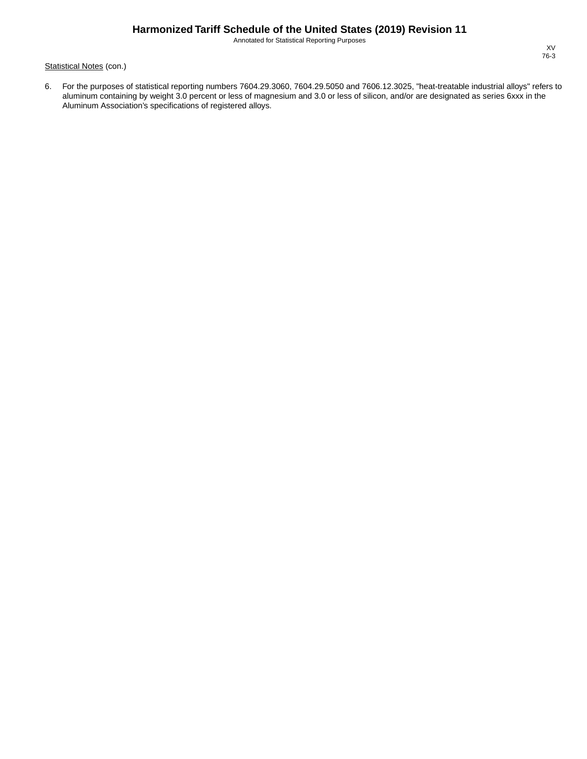Statistical Notes (con.)

6. For the purposes of statistical reporting numbers 7604.29.3060, 7604.29.5050 and 7606.12.3025, "heat-treatable industrial alloys" refers to aluminum containing by weight 3.0 percent or less of magnesium and 3.0 or less of silicon, and/or are designated as series 6xxx in the Aluminum Association's specifications of registered alloys.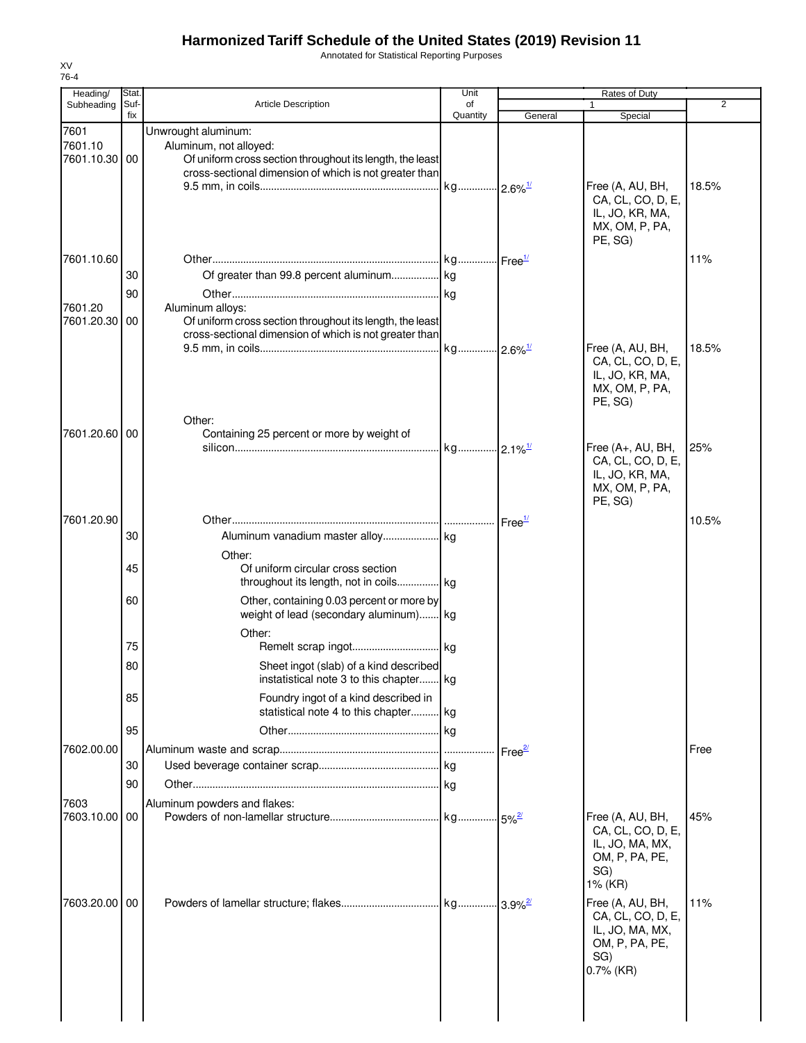# Harmonized Tariff Schedule of the United States (2019) Revision 11

Annotated for Statistical Reporting Purposes

XV
76-4

| Heading/ Subheading | Stat. Suf- fix | Article Description | Unit of Quantity | Rates of Duty 1 General | Special | 2 |
|---|---|---|---|---|---|---|
| 7601 | | Unwrought aluminum: | | | | |
| 7601.10 | | Aluminum, not alloyed: | | | | |
| 7601.10.30 | 00 | Of uniform cross section throughout its length, the least cross-sectional dimension of which is not greater than 9.5 mm, in coils | kg | 2.6%[1/] | Free (A, AU, BH, CA, CL, CO, D, E, IL, JO, KR, MA, MX, OM, P, PA, PE, SG) | 18.5% |
| 7601.10.60 | | Other | kg | Free[1/] | | 11% |
| | 30 | Of greater than 99.8 percent aluminum | kg | | | |
| | 90 | Other | kg | | | |
| 7601.20 | | Aluminum alloys: | | | | |
| 7601.20.30 | 00 | Of uniform cross section throughout its length, the least cross-sectional dimension of which is not greater than 9.5 mm, in coils | kg | 2.6%[1/] | Free (A, AU, BH, CA, CL, CO, D, E, IL, JO, KR, MA, MX, OM, P, PA, PE, SG) | 18.5% |
| | | Other: | | | | |
| 7601.20.60 | 00 | Containing 25 percent or more by weight of silicon | kg | 2.1%[1/] | Free (A+, AU, BH, CA, CL, CO, D, E, IL, JO, KR, MA, MX, OM, P, PA, PE, SG) | 25% |
| 7601.20.90 | | Other | | Free[1/] | | 10.5% |
| | 30 | Aluminum vanadium master alloy | kg | | | |
| | | Other: | | | | |
| | 45 | Of uniform circular cross section throughout its length, not in coils | kg | | | |
| | 60 | Other, containing 0.03 percent or more by weight of lead (secondary aluminum) | kg | | | |
| | | Other: | | | | |
| | 75 | Remelt scrap ingot | kg | | | |
| | 80 | Sheet ingot (slab) of a kind described instatistical note 3 to this chapter | kg | | | |
| | 85 | Foundry ingot of a kind described in statistical note 4 to this chapter | kg | | | |
| | 95 | Other | kg | | | |
| 7602.00.00 | | Aluminum waste and scrap | | Free[2/] | | Free |
| | 30 | Used beverage container scrap | kg | | | |
| | 90 | Other | kg | | | |
| 7603 | | Aluminum powders and flakes: | | | | |
| 7603.10.00 | 00 | Powders of non-lamellar structure | kg | 5%[2/] | Free (A, AU, BH, CA, CL, CO, D, E, IL, JO, MA, MX, OM, P, PA, PE, SG) 1% (KR) | 45% |
| 7603.20.00 | 00 | Powders of lamellar structure; flakes | kg | 3.9%[2/] | Free (A, AU, BH, CA, CL, CO, D, E, IL, JO, MA, MX, OM, P, PA, PE, SG) 0.7% (KR) | 11% |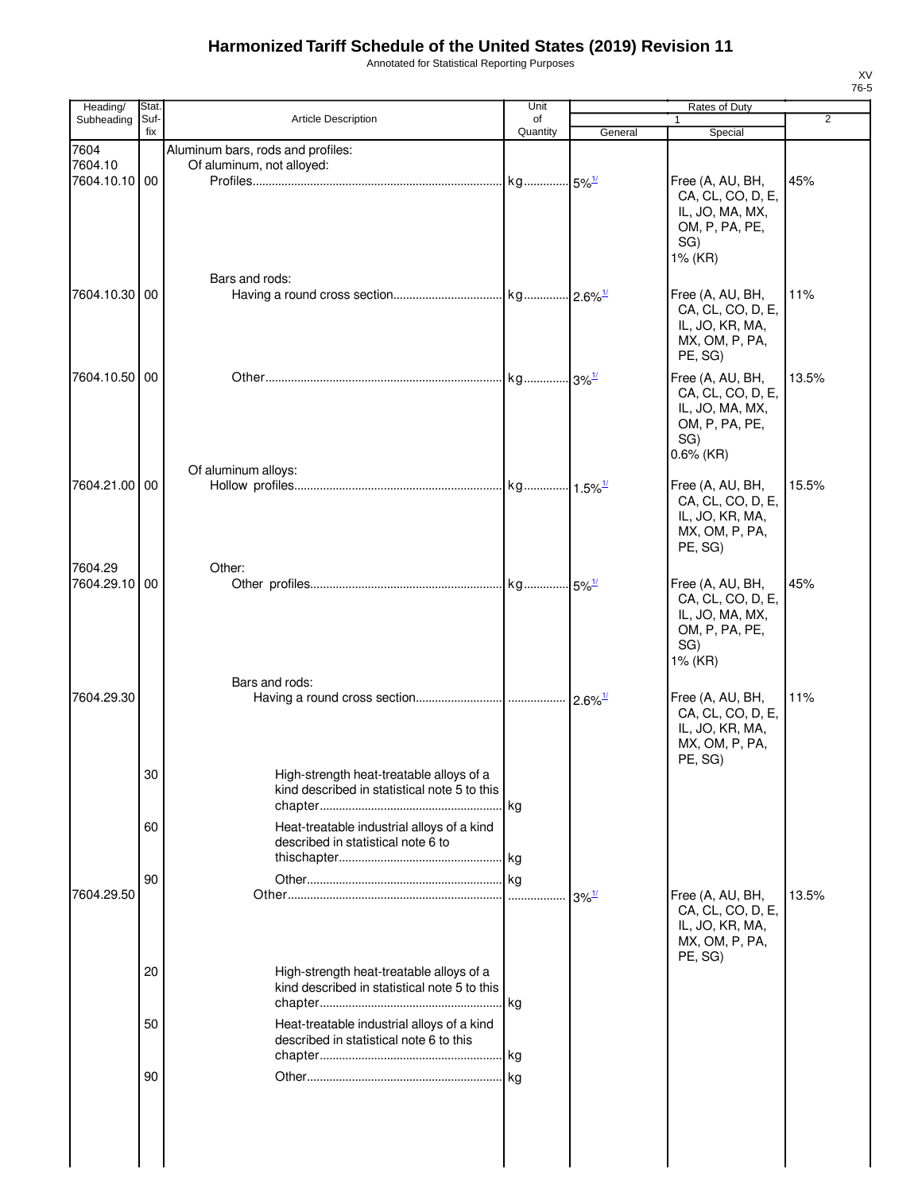# Harmonized Tariff Schedule of the United States (2019) Revision 11

Annotated for Statistical Reporting Purposes

XV
76-5

| Heading/ Subheading | Stat. Suf- fix | Article Description | Unit of Quantity | Rates of Duty 1 General | Special | 2 |
|---|---|---|---|---|---|---|
| 7604 | | Aluminum bars, rods and profiles: | | | | |
| 7604.10 | | Of aluminum, not alloyed: | | | | |
| 7604.10.10 | 00 | Profiles | kg | 5%[1/] | Free (A, AU, BH, CA, CL, CO, D, E, IL, JO, MA, MX, OM, P, PA, PE, SG) 1% (KR) | 45% |
| | | Bars and rods: | | | | |
| 7604.10.30 | 00 | Having a round cross section | kg | 2.6%[1/] | Free (A, AU, BH, CA, CL, CO, D, E, IL, JO, KR, MA, MX, OM, P, PA, PE, SG) | 11% |
| 7604.10.50 | 00 | Other | kg | 3%[1/] | Free (A, AU, BH, CA, CL, CO, D, E, IL, JO, MA, MX, OM, P, PA, PE, SG) 0.6% (KR) | 13.5% |
| | | Of aluminum alloys: | | | | |
| 7604.21.00 | 00 | Hollow profiles | kg | 1.5%[1/] | Free (A, AU, BH, CA, CL, CO, D, E, IL, JO, KR, MA, MX, OM, P, PA, PE, SG) | 15.5% |
| 7604.29 | | Other: | | | | |
| 7604.29.10 | 00 | Other profiles | kg | 5%[1/] | Free (A, AU, BH, CA, CL, CO, D, E, IL, JO, MA, MX, OM, P, PA, PE, SG) 1% (KR) | 45% |
| | | Bars and rods: | | | | |
| 7604.29.30 | | Having a round cross section | | 2.6%[1/] | Free (A, AU, BH, CA, CL, CO, D, E, IL, JO, KR, MA, MX, OM, P, PA, PE, SG) | 11% |
| | 30 | High-strength heat-treatable alloys of a kind described in statistical note 5 to this chapter | kg | | | |
| | 60 | Heat-treatable industrial alloys of a kind described in statistical note 6 to thischapter | kg | | | |
| | 90 | Other | kg | | | |
| 7604.29.50 | | Other | | 3%[1/] | Free (A, AU, BH, CA, CL, CO, D, E, IL, JO, KR, MA, MX, OM, P, PA, PE, SG) | 13.5% |
| | 20 | High-strength heat-treatable alloys of a kind described in statistical note 5 to this chapter | kg | | | |
| | 50 | Heat-treatable industrial alloys of a kind described in statistical note 6 to this chapter | kg | | | |
| | 90 | Other | kg | | | |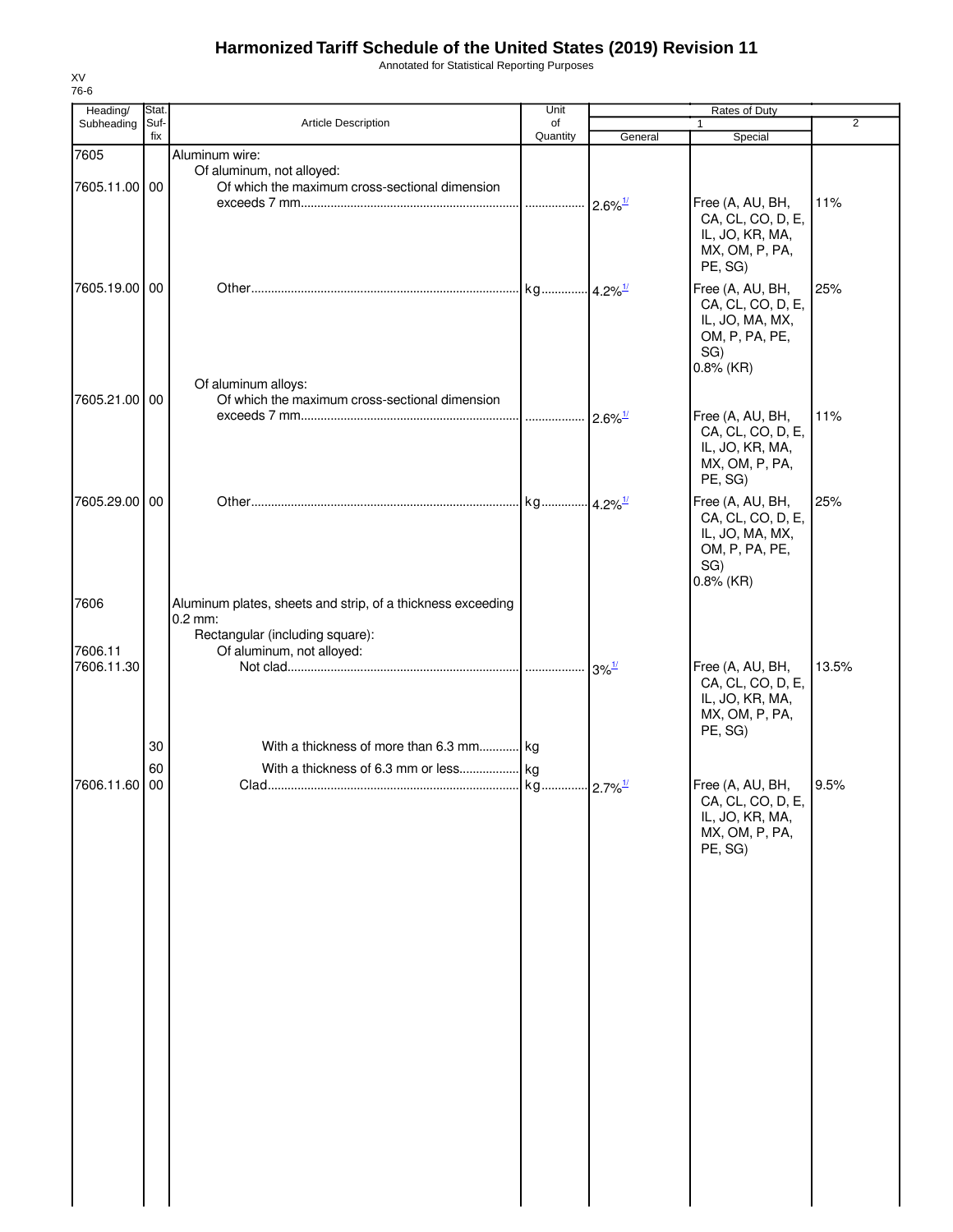# Harmonized Tariff Schedule of the United States (2019) Revision 11

Annotated for Statistical Reporting Purposes

XV
76-6

| Heading/ Subheading | Stat. Suf-fix | Article Description | Unit of Quantity | Rates of Duty 1 General | Rates of Duty 1 Special | Rates of Duty 2 |
|---|---|---|---|---|---|---|
| 7605 | | Aluminum wire: | | | | |
| | | Of aluminum, not alloyed: | | | | |
| 7605.11.00 | 00 | Of which the maximum cross-sectional dimension exceeds 7 mm | | 2.6%[1/] | Free (A, AU, BH, CA, CL, CO, D, E, IL, JO, KR, MA, MX, OM, P, PA, PE, SG) | 11% |
| 7605.19.00 | 00 | Other | kg | 4.2%[1/] | Free (A, AU, BH, CA, CL, CO, D, E, IL, JO, MA, MX, OM, P, PA, PE, SG) 0.8% (KR) | 25% |
| | | Of aluminum alloys: | | | | |
| 7605.21.00 | 00 | Of which the maximum cross-sectional dimension exceeds 7 mm | | 2.6%[1/] | Free (A, AU, BH, CA, CL, CO, D, E, IL, JO, KR, MA, MX, OM, P, PA, PE, SG) | 11% |
| 7605.29.00 | 00 | Other | kg | 4.2%[1/] | Free (A, AU, BH, CA, CL, CO, D, E, IL, JO, MA, MX, OM, P, PA, PE, SG) 0.8% (KR) | 25% |
| 7606 | | Aluminum plates, sheets and strip, of a thickness exceeding 0.2 mm: | | | | |
| | | Rectangular (including square): | | | | |
| 7606.11 | | Of aluminum, not alloyed: | | | | |
| 7606.11.30 | | Not clad | | 3%[1/] | Free (A, AU, BH, CA, CL, CO, D, E, IL, JO, KR, MA, MX, OM, P, PA, PE, SG) | 13.5% |
| | 30 | With a thickness of more than 6.3 mm | kg | | | |
| | 60 | With a thickness of 6.3 mm or less | kg | | | |
| 7606.11.60 | 00 | Clad | kg | 2.7%[1/] | Free (A, AU, BH, CA, CL, CO, D, E, IL, JO, KR, MA, MX, OM, P, PA, PE, SG) | 9.5% |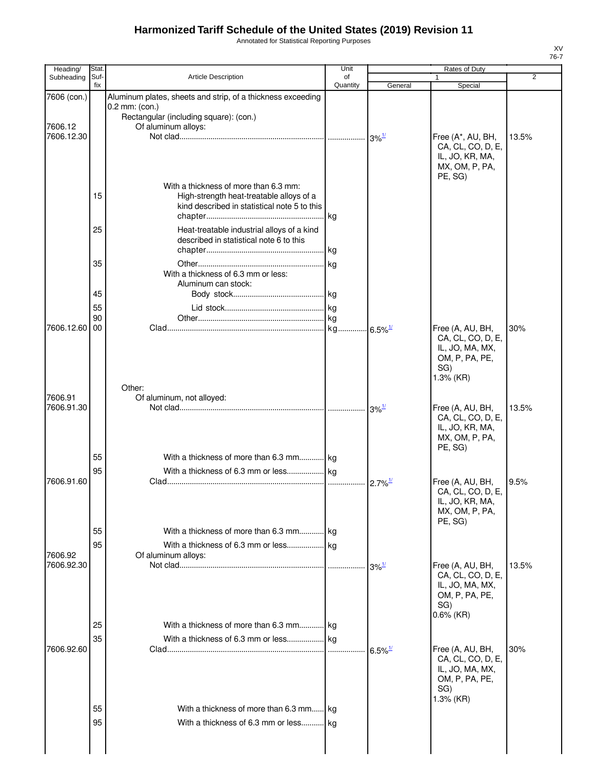# Harmonized Tariff Schedule of the United States (2019) Revision 11

Annotated for Statistical Reporting Purposes

XV
76-7

| Heading/ Subheading | Stat. Suf- fix | Article Description | Unit of Quantity | Rates of Duty | | |
|---|---|---|---|---|---|---|
| | | | | 1 | | 2 |
| | | | | General | Special | |
| 7606 (con.) | | Aluminum plates, sheets and strip, of a thickness exceeding 0.2 mm: (con.) | | | | |
| | | Rectangular (including square): (con.) | | | | |
| 7606.12 | | Of aluminum alloys: | | | | |
| 7606.12.30 | | Not clad | | 3%1/ | Free (A*, AU, BH, CA, CL, CO, D, E, IL, JO, KR, MA, MX, OM, P, PA, PE, SG) | 13.5% |
| | | With a thickness of more than 6.3 mm: | | | | |
| | 15 | High-strength heat-treatable alloys of a kind described in statistical note 5 to this chapter | kg | | | |
| | 25 | Heat-treatable industrial alloys of a kind described in statistical note 6 to this chapter | kg | | | |
| | 35 | Other | kg | | | |
| | | With a thickness of 6.3 mm or less: | | | | |
| | | Aluminum can stock: | | | | |
| | 45 | Body stock | kg | | | |
| | 55 | Lid stock | kg | | | |
| | 90 | Other | kg | | | |
| 7606.12.60 | 00 | Clad | kg | 6.5%1/ | Free (A, AU, BH, CA, CL, CO, D, E, IL, JO, MA, MX, OM, P, PA, PE, SG) 1.3% (KR) | 30% |
| | | Other: | | | | |
| 7606.91 | | Of aluminum, not alloyed: | | | | |
| 7606.91.30 | | Not clad | | 3%1/ | Free (A, AU, BH, CA, CL, CO, D, E, IL, JO, KR, MA, MX, OM, P, PA, PE, SG) | 13.5% |
| | 55 | With a thickness of more than 6.3 mm | kg | | | |
| | 95 | With a thickness of 6.3 mm or less | kg | | | |
| 7606.91.60 | | Clad | | 2.7%1/ | Free (A, AU, BH, CA, CL, CO, D, E, IL, JO, KR, MA, MX, OM, P, PA, PE, SG) | 9.5% |
| | 55 | With a thickness of more than 6.3 mm | kg | | | |
| | 95 | With a thickness of 6.3 mm or less | kg | | | |
| 7606.92 | | Of aluminum alloys: | | | | |
| 7606.92.30 | | Not clad | | 3%1/ | Free (A, AU, BH, CA, CL, CO, D, E, IL, JO, MA, MX, OM, P, PA, PE, SG) 0.6% (KR) | 13.5% |
| | 25 | With a thickness of more than 6.3 mm | kg | | | |
| | 35 | With a thickness of 6.3 mm or less | kg | | | |
| 7606.92.60 | | Clad | | 6.5%1/ | Free (A, AU, BH, CA, CL, CO, D, E, IL, JO, MA, MX, OM, P, PA, PE, SG) 1.3% (KR) | 30% |
| | 55 | With a thickness of more than 6.3 mm | kg | | | |
| | 95 | With a thickness of 6.3 mm or less | kg | | | |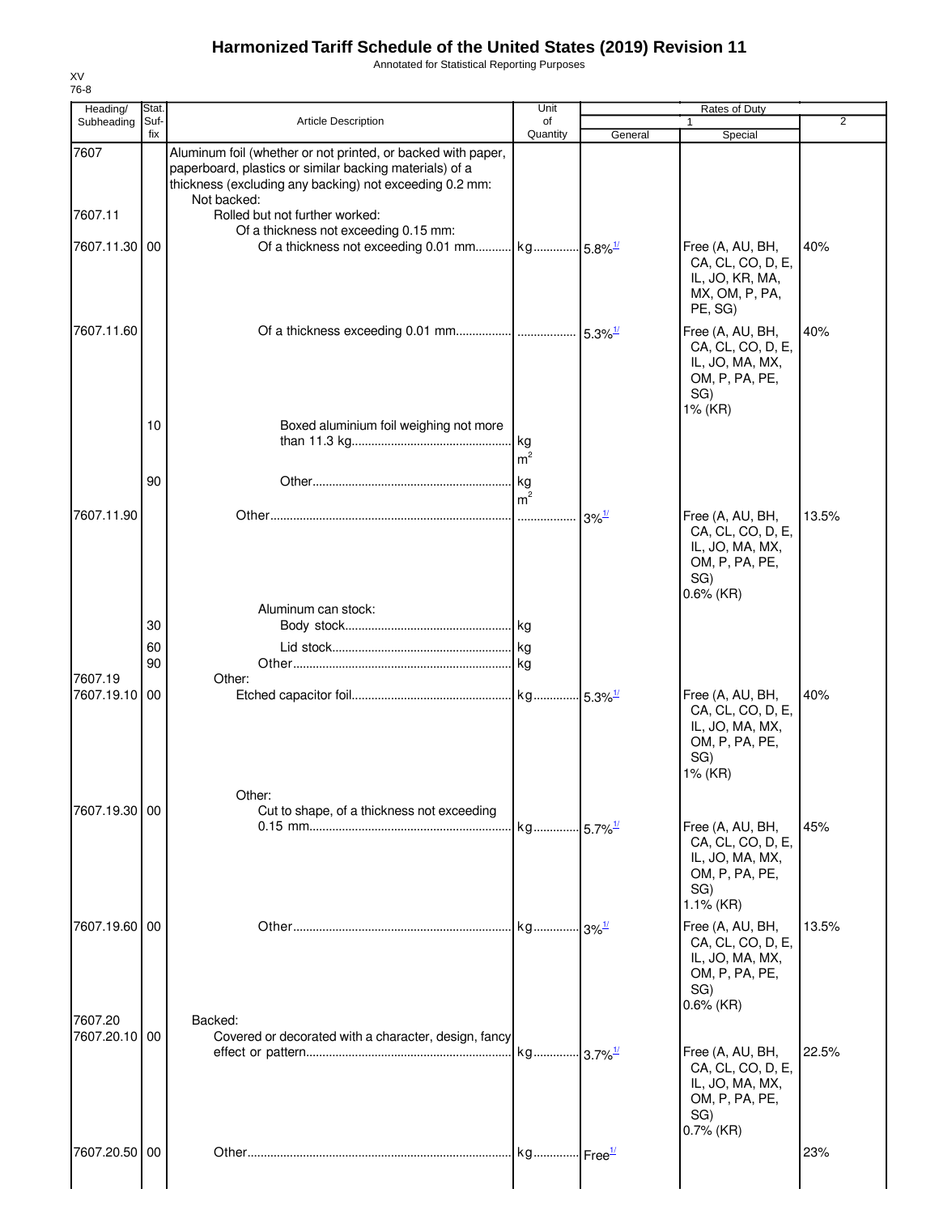# Harmonized Tariff Schedule of the United States (2019) Revision 11

Annotated for Statistical Reporting Purposes

XV
76-8

| Heading/ Subheading | Stat. Suf- fix | Article Description | Unit of Quantity | Rates of Duty 1 General | Special | 2 |
|---|---|---|---|---|---|---|
| 7607 | | Aluminum foil (whether or not printed, or backed with paper, paperboard, plastics or similar backing materials) of a thickness (excluding any backing) not exceeding 0.2 mm: | | | | |
| | | Not backed: | | | | |
| 7607.11 | | Rolled but not further worked: | | | | |
| | | Of a thickness not exceeding 0.15 mm: | | | | |
| 7607.11.30 | 00 | Of a thickness not exceeding 0.01 mm | kg | 5.8%[1/] | Free (A, AU, BH, CA, CL, CO, D, E, IL, JO, KR, MA, MX, OM, P, PA, PE, SG) | 40% |
| 7607.11.60 | | Of a thickness exceeding 0.01 mm | | 5.3%[1/] | Free (A, AU, BH, CA, CL, CO, D, E, IL, JO, MA, MX, OM, P, PA, PE, SG) 1% (KR) | 40% |
| | 10 | Boxed aluminium foil weighing not more than 11.3 kg | kg $m^2$ | | | |
| | 90 | Other | kg $m^2$ | | | |
| 7607.11.90 | | Other | | 3%[1/] | Free (A, AU, BH, CA, CL, CO, D, E, IL, JO, MA, MX, OM, P, PA, PE, SG) 0.6% (KR) | 13.5% |
| | | Aluminum can stock: | | | | |
| | 30 | Body stock | kg | | | |
| | 60 | Lid stock | kg | | | |
| | 90 | Other | kg | | | |
| 7607.19 | | Other: | | | | |
| 7607.19.10 | 00 | Etched capacitor foil | kg | 5.3%[1/] | Free (A, AU, BH, CA, CL, CO, D, E, IL, JO, MA, MX, OM, P, PA, PE, SG) 1% (KR) | 40% |
| | | Other: | | | | |
| 7607.19.30 | 00 | Cut to shape, of a thickness not exceeding 0.15 mm | kg | 5.7%[1/] | Free (A, AU, BH, CA, CL, CO, D, E, IL, JO, MA, MX, OM, P, PA, PE, SG) 1.1% (KR) | 45% |
| 7607.19.60 | 00 | Other | kg | 3%[1/] | Free (A, AU, BH, CA, CL, CO, D, E, IL, JO, MA, MX, OM, P, PA, PE, SG) 0.6% (KR) | 13.5% |
| 7607.20 | | Backed: | | | | |
| 7607.20.10 | 00 | Covered or decorated with a character, design, fancy effect or pattern | kg | 3.7%[1/] | Free (A, AU, BH, CA, CL, CO, D, E, IL, JO, MA, MX, OM, P, PA, PE, SG) 0.7% (KR) | 22.5% |
| 7607.20.50 | 00 | Other | kg | Free[1/] | | 23% |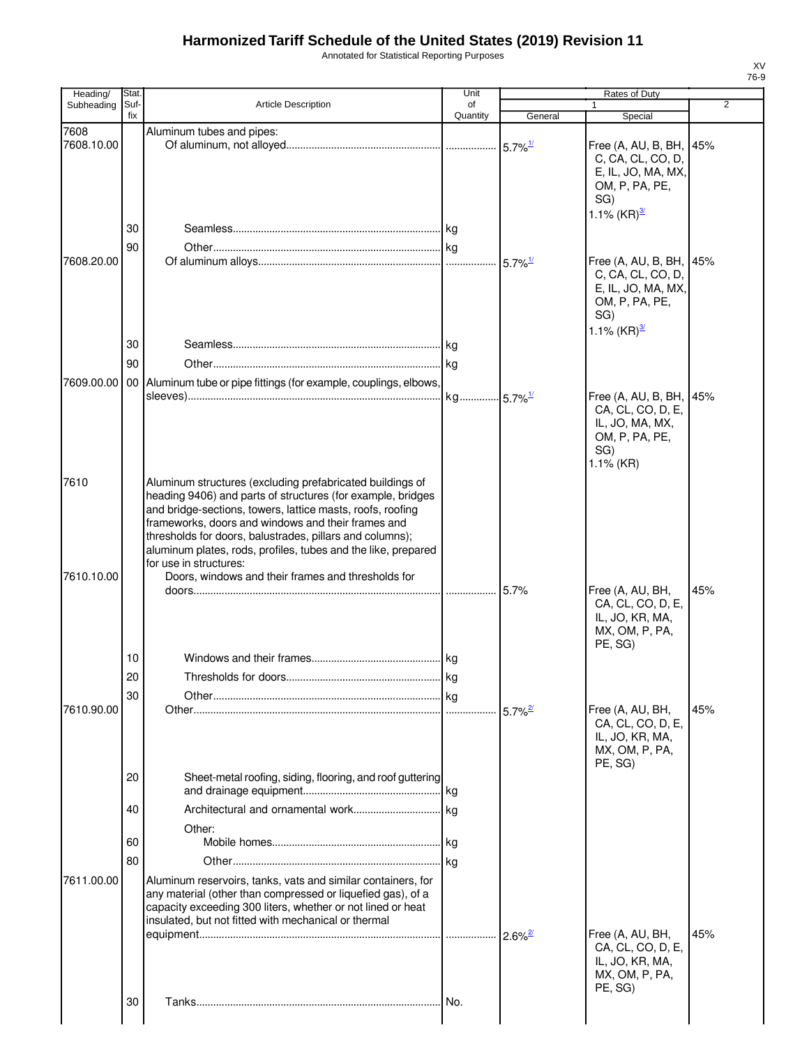# Harmonized Tariff Schedule of the United States (2019) Revision 11

Annotated for Statistical Reporting Purposes

| Heading/ Subheading | Stat. Suf- fix | Article Description | Unit of Quantity | Rates of Duty 1 General | Rates of Duty 1 Special | Rates of Duty 2 |
|---|---|---|---|---|---|---|
| 7608 | | Aluminum tubes and pipes: | | | | |
| 7608.10.00 | | Of aluminum, not alloyed | | 5.7%[1/] | Free (A, AU, B, BH, C, CA, CL, CO, D, E, IL, JO, MA, MX, OM, P, PA, PE, SG) 1.1% (KR)[3/] | 45% |
| | 30 | Seamless | kg | | | |
| | 90 | Other | kg | | | |
| 7608.20.00 | | Of aluminum alloys | | 5.7%[1/] | Free (A, AU, B, BH, C, CA, CL, CO, D, E, IL, JO, MA, MX, OM, P, PA, PE, SG) 1.1% (KR)[3/] | 45% |
| | 30 | Seamless | kg | | | |
| | 90 | Other | kg | | | |
| 7609.00.00 | 00 | Aluminum tube or pipe fittings (for example, couplings, elbows, sleeves) | kg | 5.7%[1/] | Free (A, AU, B, BH, CA, CL, CO, D, E, IL, JO, MA, MX, OM, P, PA, PE, SG) 1.1% (KR) | 45% |
| 7610 | | Aluminum structures (excluding prefabricated buildings of heading 9406) and parts of structures (for example, bridges and bridge-sections, towers, lattice masts, roofs, roofing frameworks, doors and windows and their frames and thresholds for doors, balustrades, pillars and columns); aluminum plates, rods, profiles, tubes and the like, prepared for use in structures: | | | | |
| 7610.10.00 | | Doors, windows and their frames and thresholds for doors | | 5.7% | Free (A, AU, BH, CA, CL, CO, D, E, IL, JO, KR, MA, MX, OM, P, PA, PE, SG) | 45% |
| | 10 | Windows and their frames | kg | | | |
| | 20 | Thresholds for doors | kg | | | |
| | 30 | Other | kg | | | |
| 7610.90.00 | | Other | | 5.7%[2/] | Free (A, AU, BH, CA, CL, CO, D, E, IL, JO, KR, MA, MX, OM, P, PA, PE, SG) | 45% |
| | 20 | Sheet-metal roofing, siding, flooring, and roof guttering and drainage equipment | kg | | | |
| | 40 | Architectural and ornamental work | kg | | | |
| | | Other: | | | | |
| | 60 | Mobile homes | kg | | | |
| | 80 | Other | kg | | | |
| 7611.00.00 | | Aluminum reservoirs, tanks, vats and similar containers, for any material (other than compressed or liquefied gas), of a capacity exceeding 300 liters, whether or not lined or heat insulated, but not fitted with mechanical or thermal equipment | | 2.6%[2/] | Free (A, AU, BH, CA, CL, CO, D, E, IL, JO, KR, MA, MX, OM, P, PA, PE, SG) | 45% |
| | 30 | Tanks | No. | | | |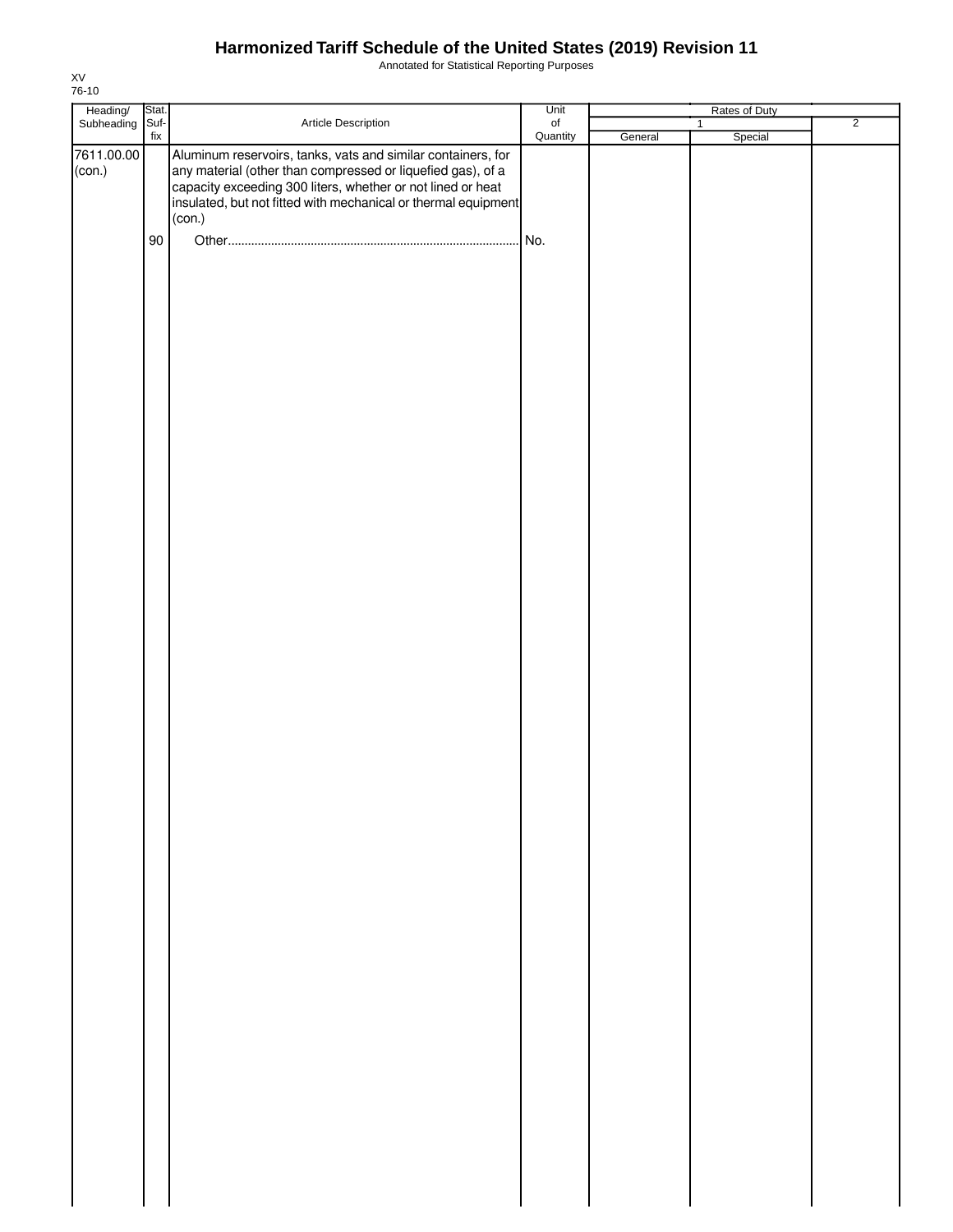# Harmonized Tariff Schedule of the United States (2019) Revision 11

Annotated for Statistical Reporting Purposes

XV
76-10

| Heading/ Subheading | Stat. Suf- fix | Article Description | Unit of Quantity | Rates of Duty 1 General | Rates of Duty 1 Special | Rates of Duty 2 |
|---|---|---|---|---|---|---|
| 7611.00.00 (con.) | | Aluminum reservoirs, tanks, vats and similar containers, for any material (other than compressed or liquefied gas), of a capacity exceeding 300 liters, whether or not lined or heat insulated, but not fitted with mechanical or thermal equipment (con.) | | | | |
| | 90 | Other | No. | | | |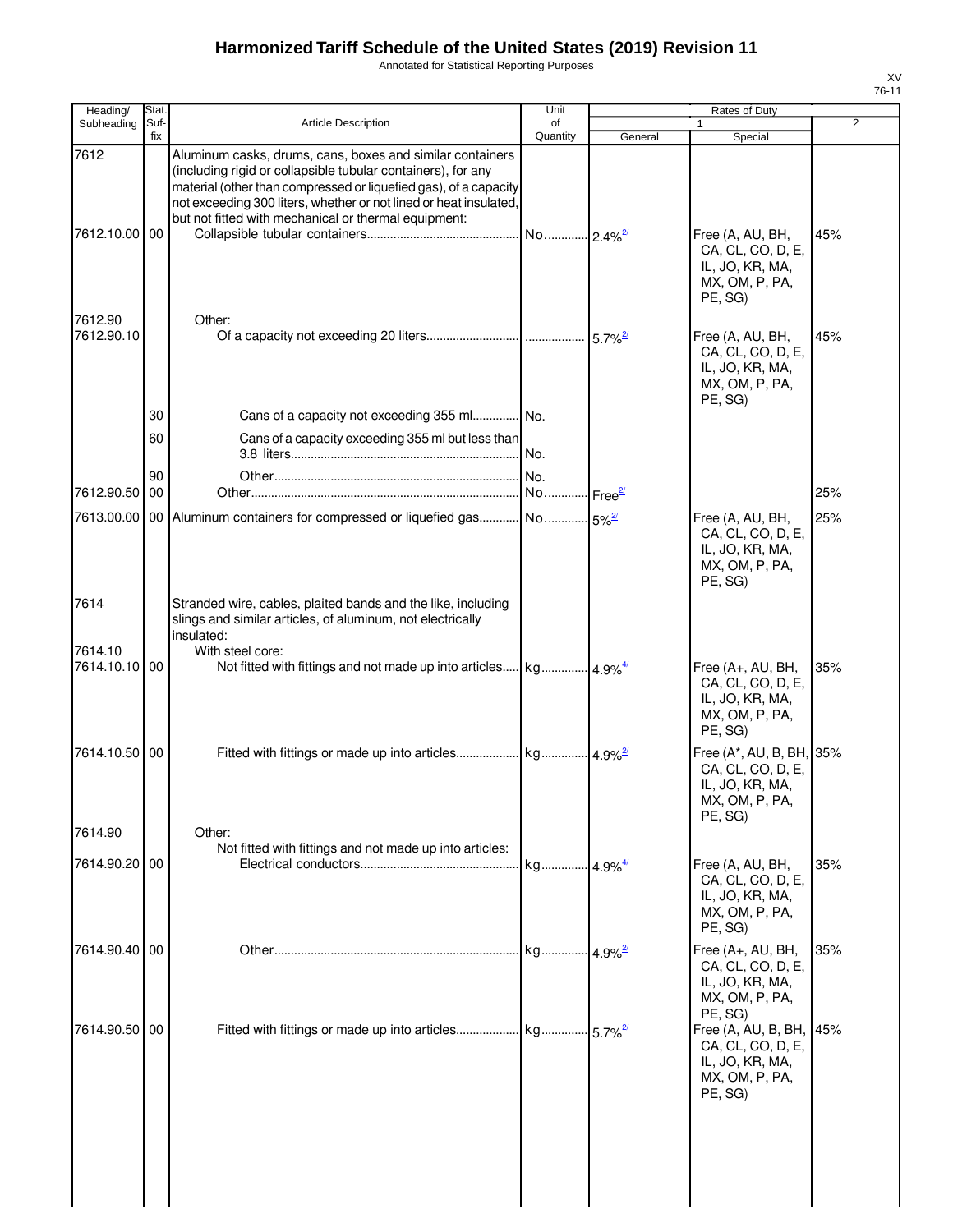# Harmonized Tariff Schedule of the United States (2019) Revision 11

Annotated for Statistical Reporting Purposes

XV
76-11

| Heading/ Subheading | Stat. Suf- fix | Article Description | Unit of Quantity | Rates of Duty 1 General | Rates of Duty 1 Special | Rates of Duty 2 |
|---|---|---|---|---|---|---|
| 7612 | | Aluminum casks, drums, cans, boxes and similar containers (including rigid or collapsible tubular containers), for any material (other than compressed or liquefied gas), of a capacity not exceeding 300 liters, whether or not lined or heat insulated, but not fitted with mechanical or thermal equipment: | | | | |
| 7612.10.00 | 00 | Collapsible tubular containers | No. | 2.4% [2/] | Free (A, AU, BH, CA, CL, CO, D, E, IL, JO, KR, MA, MX, OM, P, PA, PE, SG) | 45% |
| 7612.90 | | Other: | | | | |
| 7612.90.10 | | Of a capacity not exceeding 20 liters | | 5.7% [2/] | Free (A, AU, BH, CA, CL, CO, D, E, IL, JO, KR, MA, MX, OM, P, PA, PE, SG) | 45% |
| | 30 | Cans of a capacity not exceeding 355 ml | No. | | | |
| | 60 | Cans of a capacity exceeding 355 ml but less than 3.8 liters | No. | | | |
| | 90 | Other | No. | | | |
| 7612.90.50 | 00 | Other | No. | Free [2/] | | 25% |
| 7613.00.00 | 00 | Aluminum containers for compressed or liquefied gas | No. | 5% [2/] | Free (A, AU, BH, CA, CL, CO, D, E, IL, JO, KR, MA, MX, OM, P, PA, PE, SG) | 25% |
| 7614 | | Stranded wire, cables, plaited bands and the like, including slings and similar articles, of aluminum, not electrically insulated: | | | | |
| 7614.10 | | With steel core: | | | | |
| 7614.10.10 | 00 | Not fitted with fittings and not made up into articles | kg | 4.9% [4/] | Free (A+, AU, BH, CA, CL, CO, D, E, IL, JO, KR, MA, MX, OM, P, PA, PE, SG) | 35% |
| 7614.10.50 | 00 | Fitted with fittings or made up into articles | kg | 4.9% [2/] | Free (A*, AU, B, BH, CA, CL, CO, D, E, IL, JO, KR, MA, MX, OM, P, PA, PE, SG) | 35% |
| 7614.90 | | Other: | | | | |
| | | Not fitted with fittings and not made up into articles: | | | | |
| 7614.90.20 | 00 | Electrical conductors | kg | 4.9% [4/] | Free (A, AU, BH, CA, CL, CO, D, E, IL, JO, KR, MA, MX, OM, P, PA, PE, SG) | 35% |
| 7614.90.40 | 00 | Other | kg | 4.9% [2/] | Free (A+, AU, BH, CA, CL, CO, D, E, IL, JO, KR, MA, MX, OM, P, PA, PE, SG) | 35% |
| 7614.90.50 | 00 | Fitted with fittings or made up into articles | kg | 5.7% [2/] | Free (A, AU, B, BH, CA, CL, CO, D, E, IL, JO, KR, MA, MX, OM, P, PA, PE, SG) | 45% |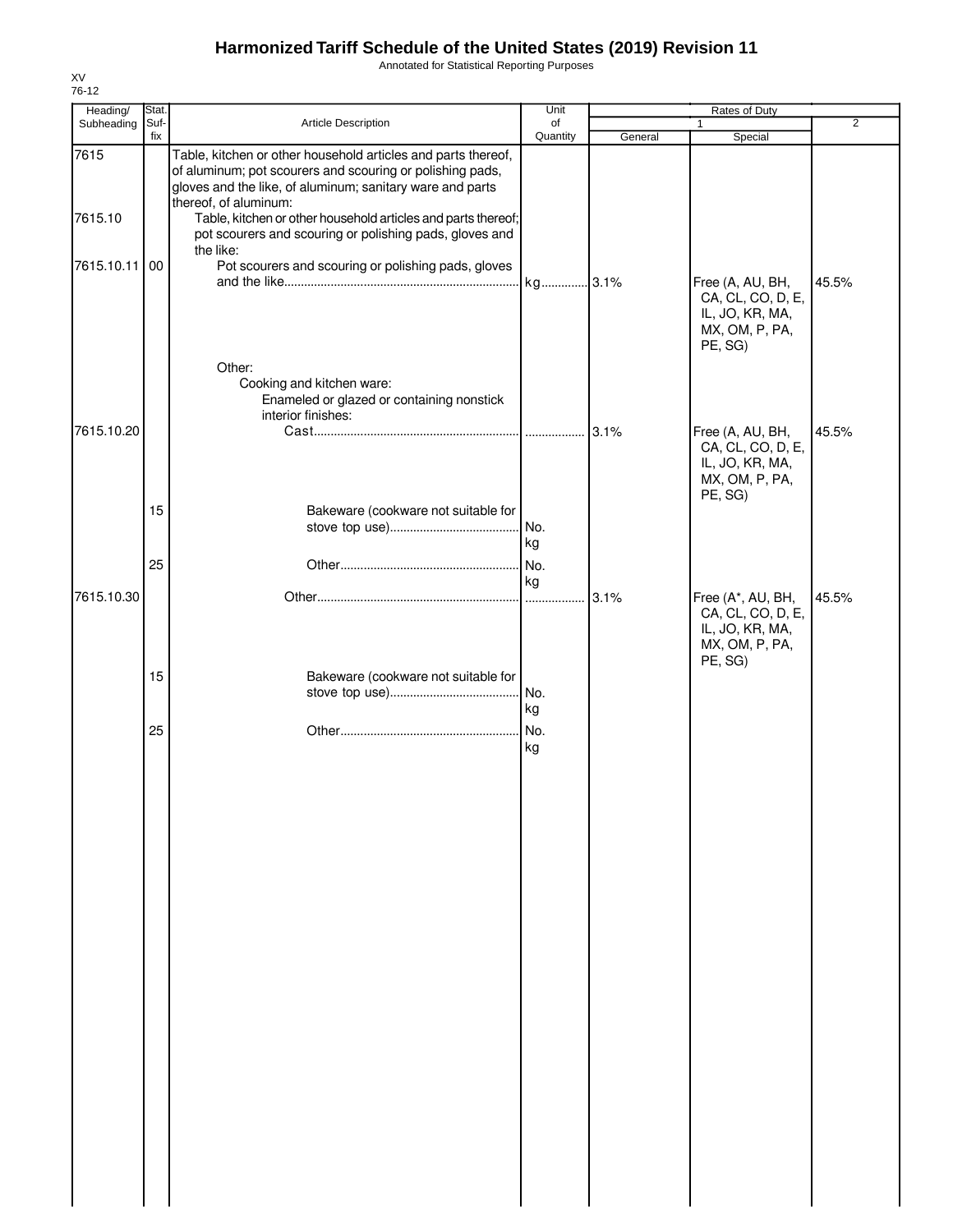# Harmonized Tariff Schedule of the United States (2019) Revision 11

Annotated for Statistical Reporting Purposes

XV
76-12

| Heading/ Subheading | Stat. Suf- fix | Article Description | Unit of Quantity | Rates of Duty 1 General | Rates of Duty 1 Special | Rates of Duty 2 |
|---|---|---|---|---|---|---|
| 7615 | | Table, kitchen or other household articles and parts thereof, of aluminum; pot scourers and scouring or polishing pads, gloves and the like, of aluminum; sanitary ware and parts thereof, of aluminum: | | | | |
| 7615.10 | | Table, kitchen or other household articles and parts thereof; pot scourers and scouring or polishing pads, gloves and the like: | | | | |
| 7615.10.11 | 00 | Pot scourers and scouring or polishing pads, gloves and the like | kg | 3.1% | Free (A, AU, BH, CA, CL, CO, D, E, IL, JO, KR, MA, MX, OM, P, PA, PE, SG) | 45.5% |
| | | Other: | | | | |
| | | Cooking and kitchen ware: | | | | |
| | | Enameled or glazed or containing nonstick interior finishes: | | | | |
| 7615.10.20 | | Cast | | 3.1% | Free (A, AU, BH, CA, CL, CO, D, E, IL, JO, KR, MA, MX, OM, P, PA, PE, SG) | 45.5% |
| | 15 | Bakeware (cookware not suitable for stove top use) | No. kg | | | |
| | 25 | Other | No. kg | | | |
| 7615.10.30 | | Other | | 3.1% | Free (A*, AU, BH, CA, CL, CO, D, E, IL, JO, KR, MA, MX, OM, P, PA, PE, SG) | 45.5% |
| | 15 | Bakeware (cookware not suitable for stove top use) | No. kg | | | |
| | 25 | Other | No. kg | | | |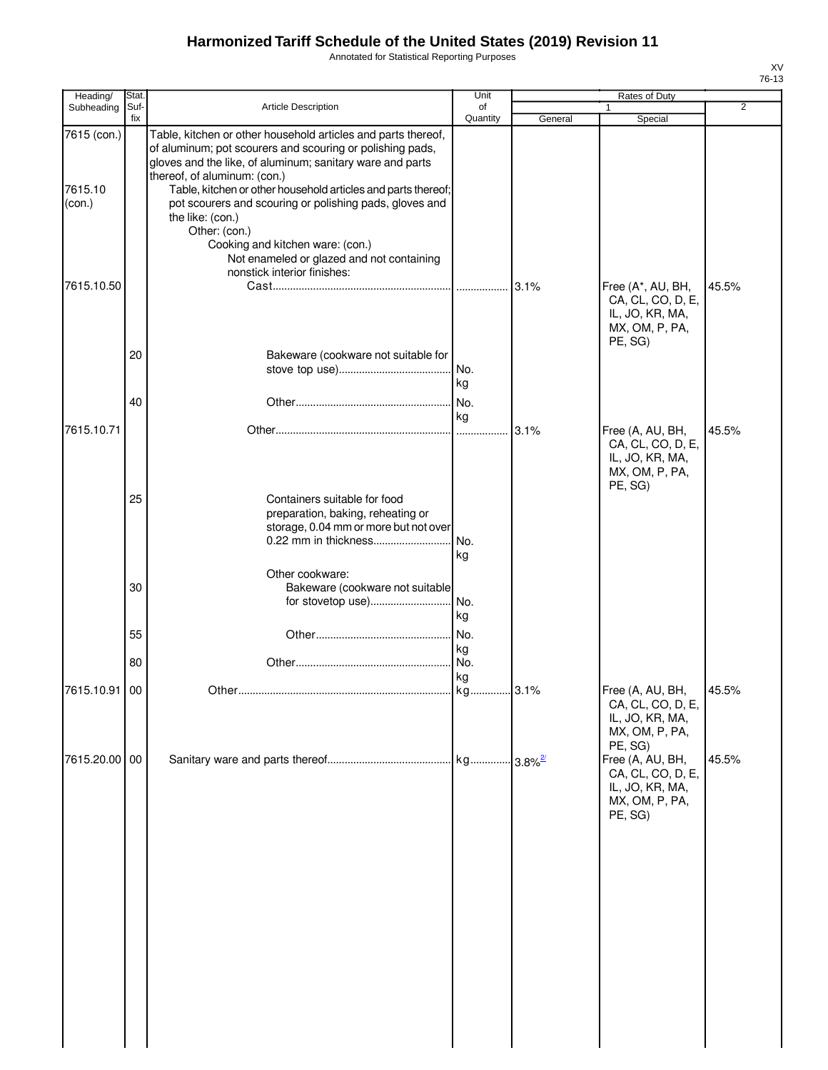# Harmonized Tariff Schedule of the United States (2019) Revision 11

Annotated for Statistical Reporting Purposes

XV
76-13

| Heading/ Subheading | Stat. Suf- fix | Article Description | Unit of Quantity | Rates of Duty 1 General | Special | 2 |
|---|---|---|---|---|---|---|
| 7615 (con.) | | Table, kitchen or other household articles and parts thereof, of aluminum; pot scourers and scouring or polishing pads, gloves and the like, of aluminum; sanitary ware and parts thereof, of aluminum: (con.) | | | | |
| 7615.10 (con.) | | Table, kitchen or other household articles and parts thereof; pot scourers and scouring or polishing pads, gloves and the like: (con.) | | | | |
| | | Other: (con.) | | | | |
| | | Cooking and kitchen ware: (con.) | | | | |
| | | Not enameled or glazed and not containing nonstick interior finishes: | | | | |
| 7615.10.50 | | Cast | | 3.1% | Free (A*, AU, BH, CA, CL, CO, D, E, IL, JO, KR, MA, MX, OM, P, PA, PE, SG) | 45.5% |
| | 20 | Bakeware (cookware not suitable for stove top use) | No. kg | | | |
| | 40 | Other | No. kg | | | |
| 7615.10.71 | | Other | | 3.1% | Free (A, AU, BH, CA, CL, CO, D, E, IL, JO, KR, MA, MX, OM, P, PA, PE, SG) | 45.5% |
| | 25 | Containers suitable for food preparation, baking, reheating or storage, 0.04 mm or more but not over 0.22 mm in thickness | No. kg | | | |
| | | Other cookware: | | | | |
| | 30 | Bakeware (cookware not suitable for stovetop use) | No. kg | | | |
| | 55 | Other | No. kg | | | |
| | 80 | Other | No. kg | | | |
| 7615.10.91 | 00 | Other | kg | 3.1% | Free (A, AU, BH, CA, CL, CO, D, E, IL, JO, KR, MA, MX, OM, P, PA, PE, SG) | 45.5% |
| 7615.20.00 | 00 | Sanitary ware and parts thereof | kg | 3.8% [2/] | Free (A, AU, BH, CA, CL, CO, D, E, IL, JO, KR, MA, MX, OM, P, PA, PE, SG) | 45.5% |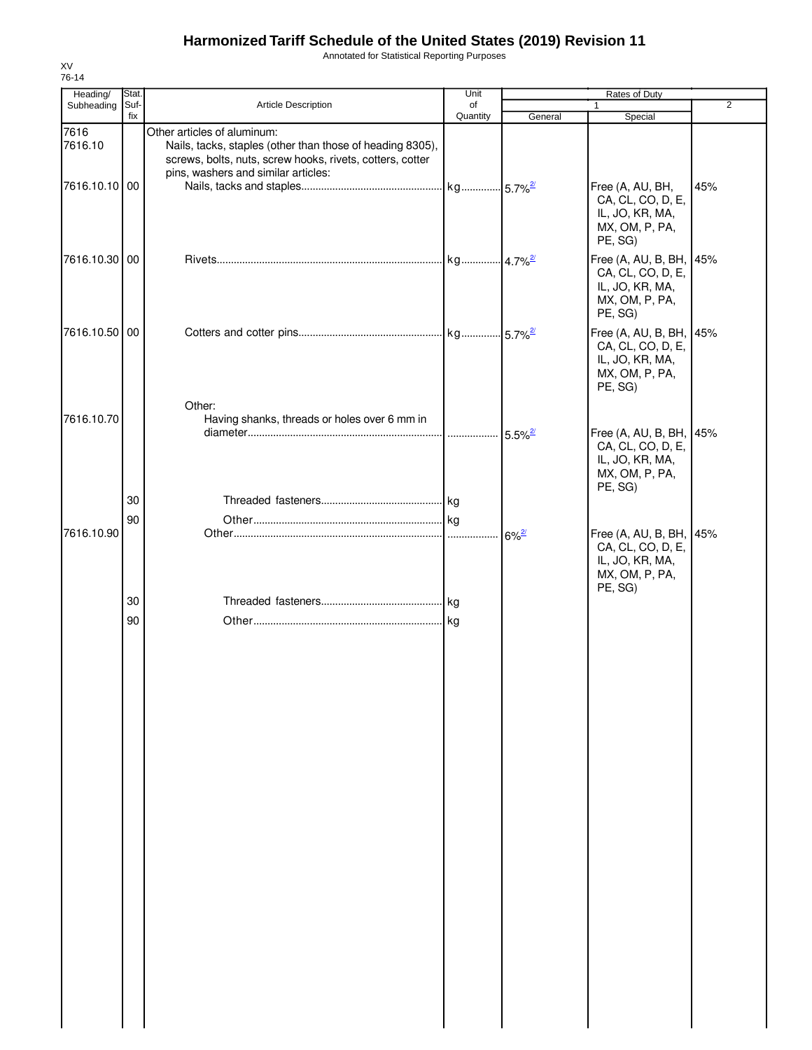# Harmonized Tariff Schedule of the United States (2019) Revision 11

Annotated for Statistical Reporting Purposes

XV
76-14

| Heading/ Subheading | Stat. Suf- fix | Article Description | Unit of Quantity | Rates of Duty | | |
|---|---|---|---|---|---|---|
| | | | | 1 | | 2 |
| | | | | General | Special | |
| 7616 | | Other articles of aluminum: | | | | |
| 7616.10 | | Nails, tacks, staples (other than those of heading 8305), screws, bolts, nuts, screw hooks, rivets, cotters, cotter pins, washers and similar articles: | | | | |
| 7616.10.10 | 00 | Nails, tacks and staples | kg | 5.7% 2/ | Free (A, AU, BH, CA, CL, CO, D, E, IL, JO, KR, MA, MX, OM, P, PA, PE, SG) | 45% |
| 7616.10.30 | 00 | Rivets | kg | 4.7% 2/ | Free (A, AU, B, BH, CA, CL, CO, D, E, IL, JO, KR, MA, MX, OM, P, PA, PE, SG) | 45% |
| 7616.10.50 | 00 | Cotters and cotter pins | kg | 5.7% 2/ | Free (A, AU, B, BH, CA, CL, CO, D, E, IL, JO, KR, MA, MX, OM, P, PA, PE, SG) | 45% |
| | | Other: | | | | |
| 7616.10.70 | | Having shanks, threads or holes over 6 mm in diameter | | 5.5% 2/ | Free (A, AU, B, BH, CA, CL, CO, D, E, IL, JO, KR, MA, MX, OM, P, PA, PE, SG) | 45% |
| | 30 | Threaded fasteners | kg | | | |
| | 90 | Other | kg | | | |
| 7616.10.90 | | Other | | 6% 2/ | Free (A, AU, B, BH, CA, CL, CO, D, E, IL, JO, KR, MA, MX, OM, P, PA, PE, SG) | 45% |
| | 30 | Threaded fasteners | kg | | | |
| | 90 | Other | kg | | | |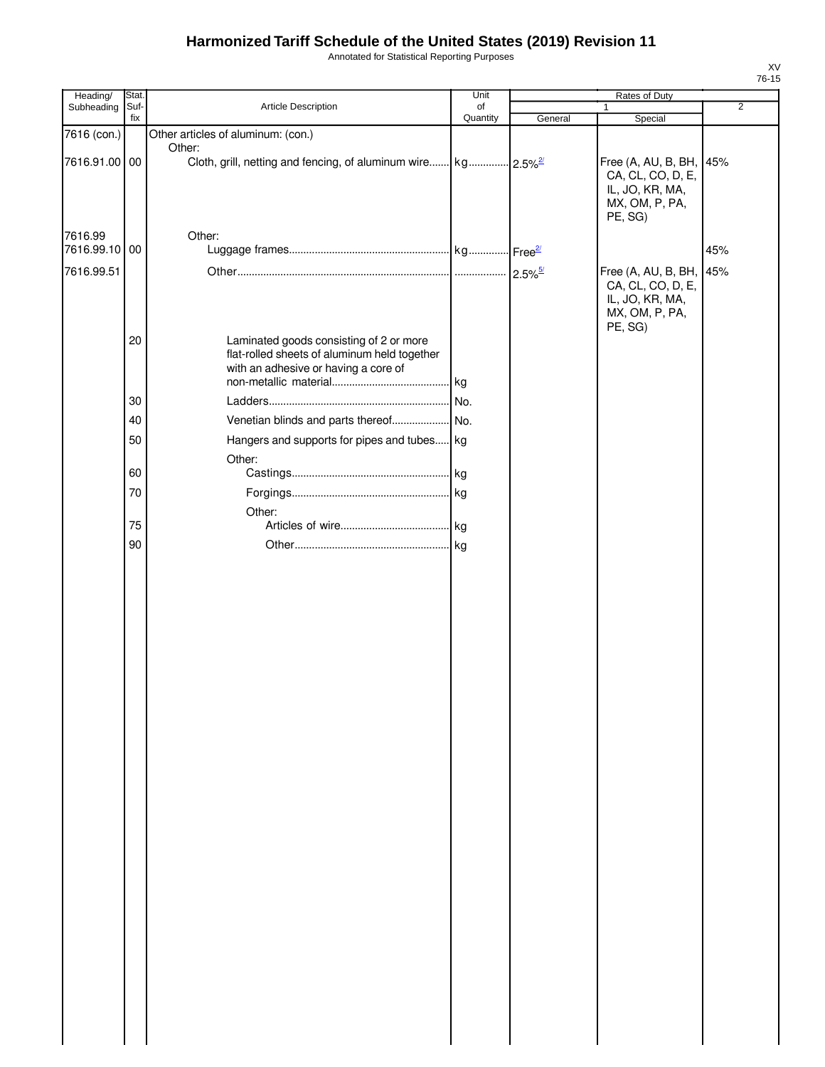# Harmonized Tariff Schedule of the United States (2019) Revision 11

Annotated for Statistical Reporting Purposes

| Heading/ Subheading | Stat. Suf- fix | Article Description | Unit of Quantity | Rates of Duty 1 General | Special | 2 |
|---|---|---|---|---|---|---|
| 7616 (con.) | | Other articles of aluminum: (con.) | | | | |
| | | Other: | | | | |
| 7616.91.00 | 00 | Cloth, grill, netting and fencing, of aluminum wire | kg | 2.5%[2/] | Free (A, AU, B, BH, CA, CL, CO, D, E, IL, JO, KR, MA, MX, OM, P, PA, PE, SG) | 45% |
| 7616.99 | | Other: | | | | |
| 7616.99.10 | 00 | Luggage frames | kg | Free[2/] | | 45% |
| 7616.99.51 | | Other | | 2.5%[5/] | Free (A, AU, B, BH, CA, CL, CO, D, E, IL, JO, KR, MA, MX, OM, P, PA, PE, SG) | 45% |
| | 20 | Laminated goods consisting of 2 or more flat-rolled sheets of aluminum held together with an adhesive or having a core of non-metallic material | kg | | | |
| | 30 | Ladders | No. | | | |
| | 40 | Venetian blinds and parts thereof | No. | | | |
| | 50 | Hangers and supports for pipes and tubes | kg | | | |
| | | Other: | | | | |
| | 60 | Castings | kg | | | |
| | 70 | Forgings | kg | | | |
| | | Other: | | | | |
| | 75 | Articles of wire | kg | | | |
| | 90 | Other | kg | | | |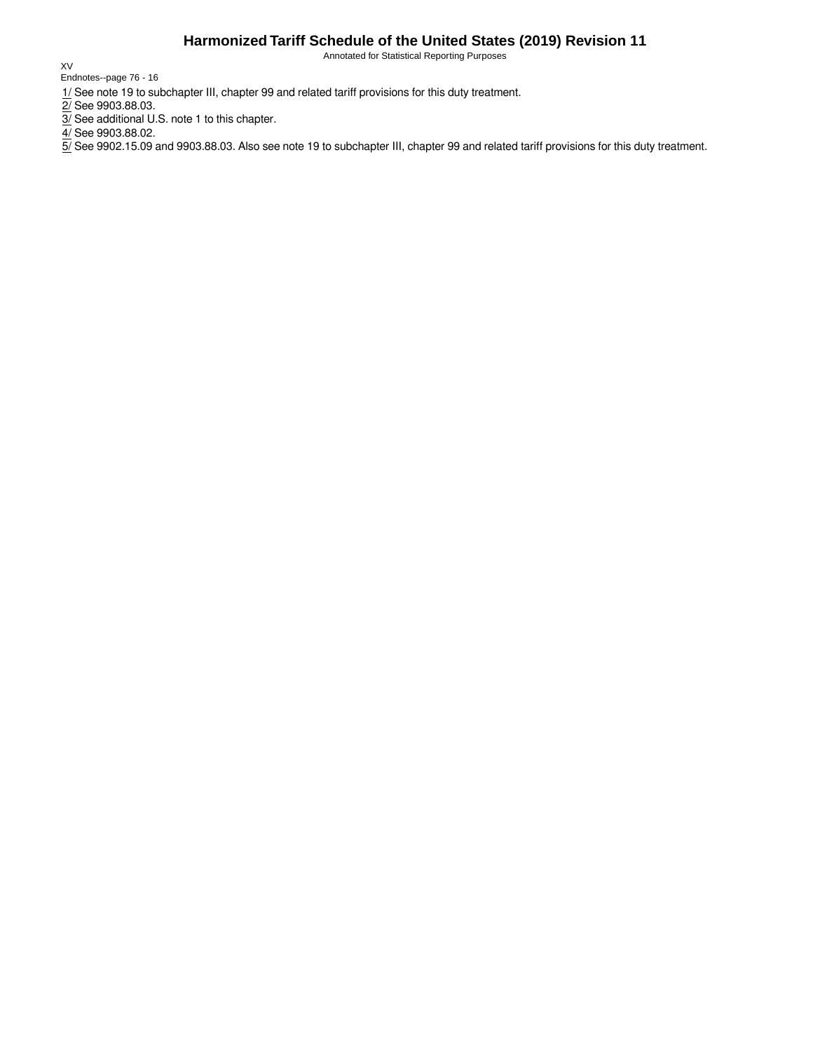XV

Endnotes--page 76 - 16

1/ See note 19 to subchapter III, chapter 99 and related tariff provisions for this duty treatment.

2/ See 9903.88.03.

3/ See additional U.S. note 1 to this chapter.

4/ See 9903.88.02.

5/ See 9902.15.09 and 9903.88.03. Also see note 19 to subchapter III, chapter 99 and related tariff provisions for this duty treatment.